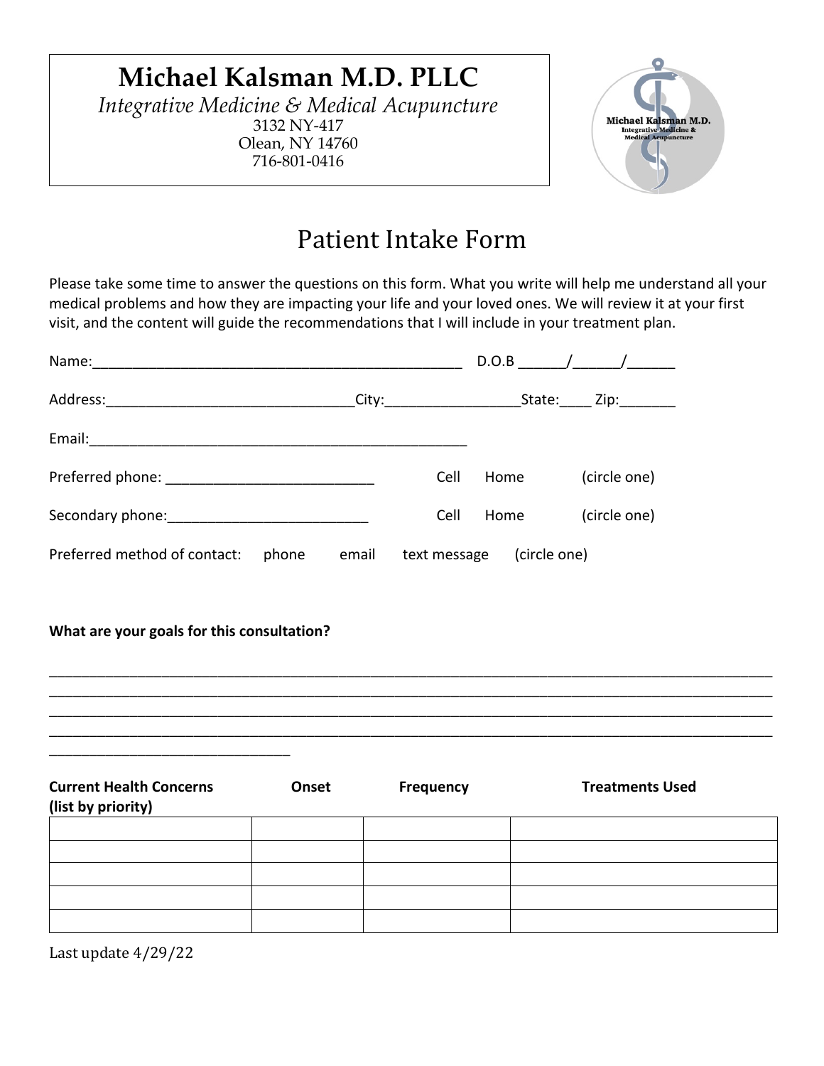# Michael Kalsman M.D. PLLC

*Integrative Medicine & Medical Acupuncture*

3132 NY-417

Olean, NY 14760

716-801-0416

## Patient Intake Form

Please take some time to answer the questions on this form. What you write will help me understand all your medical problems and how they are impacting your life and your loved ones. We will review it at your first visit, and the content will guide the recommendations that I will include in your treatment plan.

Name:_______________________________________________ D.O.B ______/______/______

Address:_______________________________City:________________State:____ Zip:_______

Email:_______________________________________________

Preferred phone: _________________________ Cell Home (circle one)

Secondary phone:_________________________ Cell Home (circle one)

Preferred method of contact: phone email text message (circle one)

**What are your goals for this consultation?**

_____________________________________________________________________________________________

_____________________________________________________________________________________________

_____________________________________________________________________________________________

_____________________________________________________________________________________________

______________________________

| Current Health Concerns (list by priority) | Onset | Frequency | Treatments Used |
|---|---|---|---|
| | | | |
| | | | |
| | | | |
| | | | |
| | | | |

Last update 4/29/22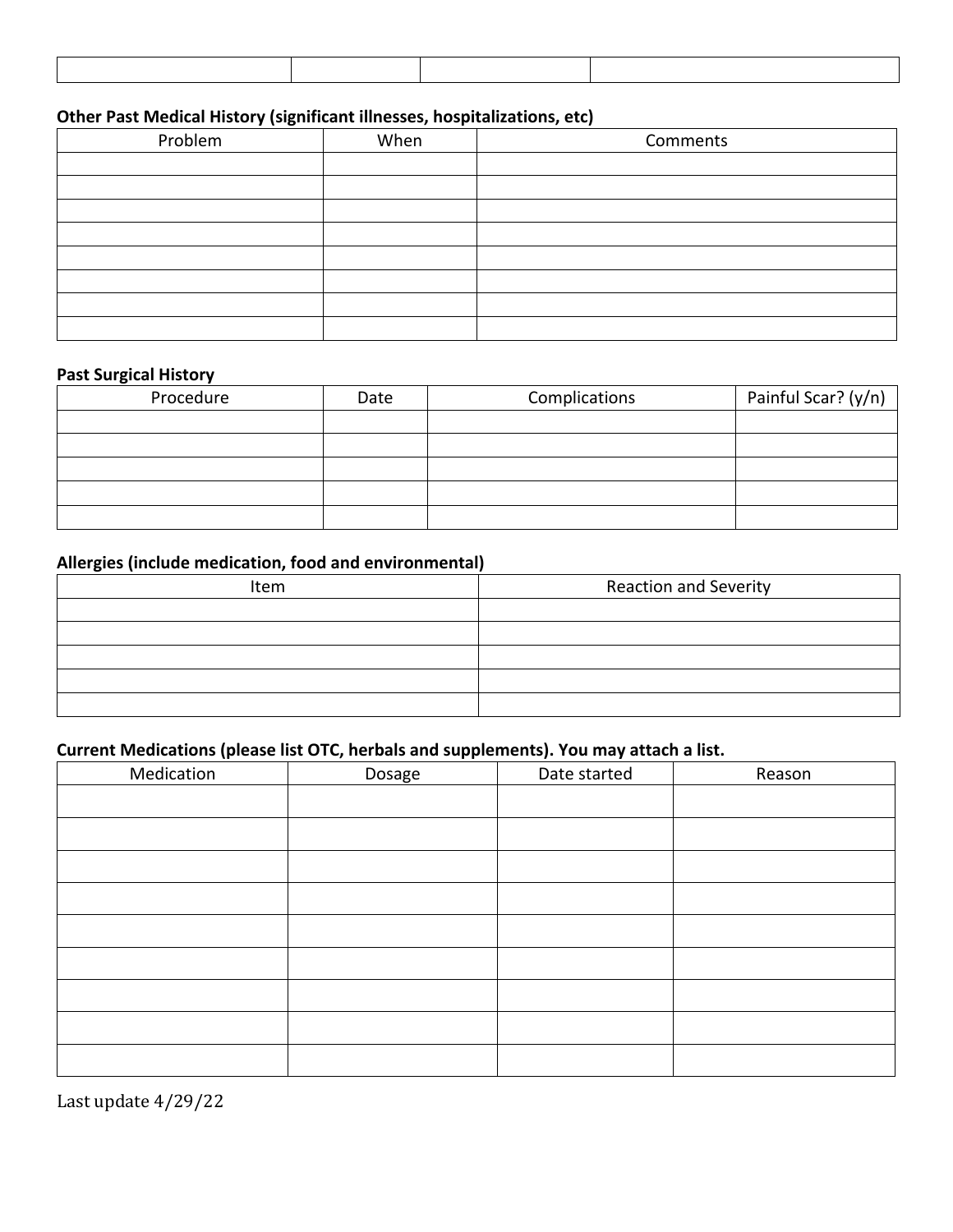| | | | |
|---|---|---|---|
| | | | |

**Other Past Medical History (significant illnesses, hospitalizations, etc)**

| Problem | When | Comments |
|---|---|---|
| | | |
| | | |
| | | |
| | | |
| | | |
| | | |
| | | |
| | | |

**Past Surgical History**

| Procedure | Date | Complications | Painful Scar? (y/n) |
|---|---|---|---|
| | | | |
| | | | |
| | | | |
| | | | |
| | | | |

**Allergies (include medication, food and environmental)**

| Item | Reaction and Severity |
|---|---|
| | |
| | |
| | |
| | |
| | |

**Current Medications (please list OTC, herbals and supplements). You may attach a list.**

| Medication | Dosage | Date started | Reason |
|---|---|---|---|
| | | | |
| | | | |
| | | | |
| | | | |
| | | | |
| | | | |
| | | | |
| | | | |
| | | | |

Last update 4/29/22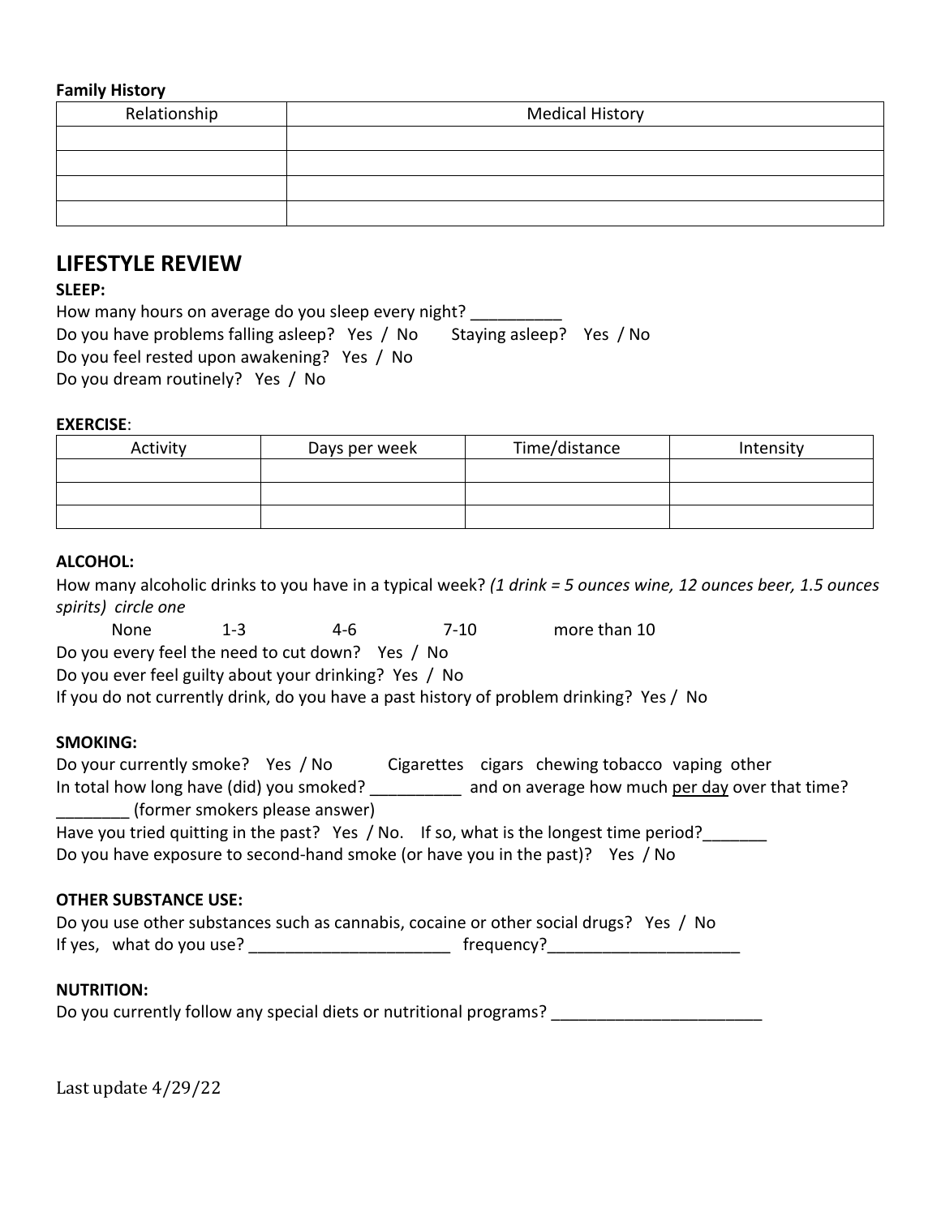**Family History**

| Relationship | Medical History |
| --- | --- |
| | |
| | |
| | |
| | |

## LIFESTYLE REVIEW

**SLEEP:**

How many hours on average do you sleep every night? __________

Do you have problems falling asleep? Yes / No      Staying asleep? Yes / No

Do you feel rested upon awakening? Yes / No

Do you dream routinely? Yes / No

**EXERCISE**:

| Activity | Days per week | Time/distance | Intensity |
| --- | --- | --- | --- |
| | | | |
| | | | |
| | | | |

**ALCOHOL:**

How many alcoholic drinks to you have in a typical week? *(1 drink = 5 ounces wine, 12 ounces beer, 1.5 ounces spirits) circle one*

None      1-3      4-6      7-10      more than 10

Do you every feel the need to cut down? Yes / No

Do you ever feel guilty about your drinking? Yes / No

If you do not currently drink, do you have a past history of problem drinking? Yes / No

**SMOKING:**

Do your currently smoke? Yes / No      Cigarettes   cigars   chewing tobacco   vaping   other

In total how long have (did) you smoked? __________ and on average how much per day over that time? ________ (former smokers please answer)

Have you tried quitting in the past? Yes / No. If so, what is the longest time period?_______

Do you have exposure to second-hand smoke (or have you in the past)? Yes / No

**OTHER SUBSTANCE USE:**

Do you use other substances such as cannabis, cocaine or other social drugs? Yes / No

If yes, what do you use? ______________________ frequency?_____________________

**NUTRITION:**

Do you currently follow any special diets or nutritional programs? _______________________

Last update 4/29/22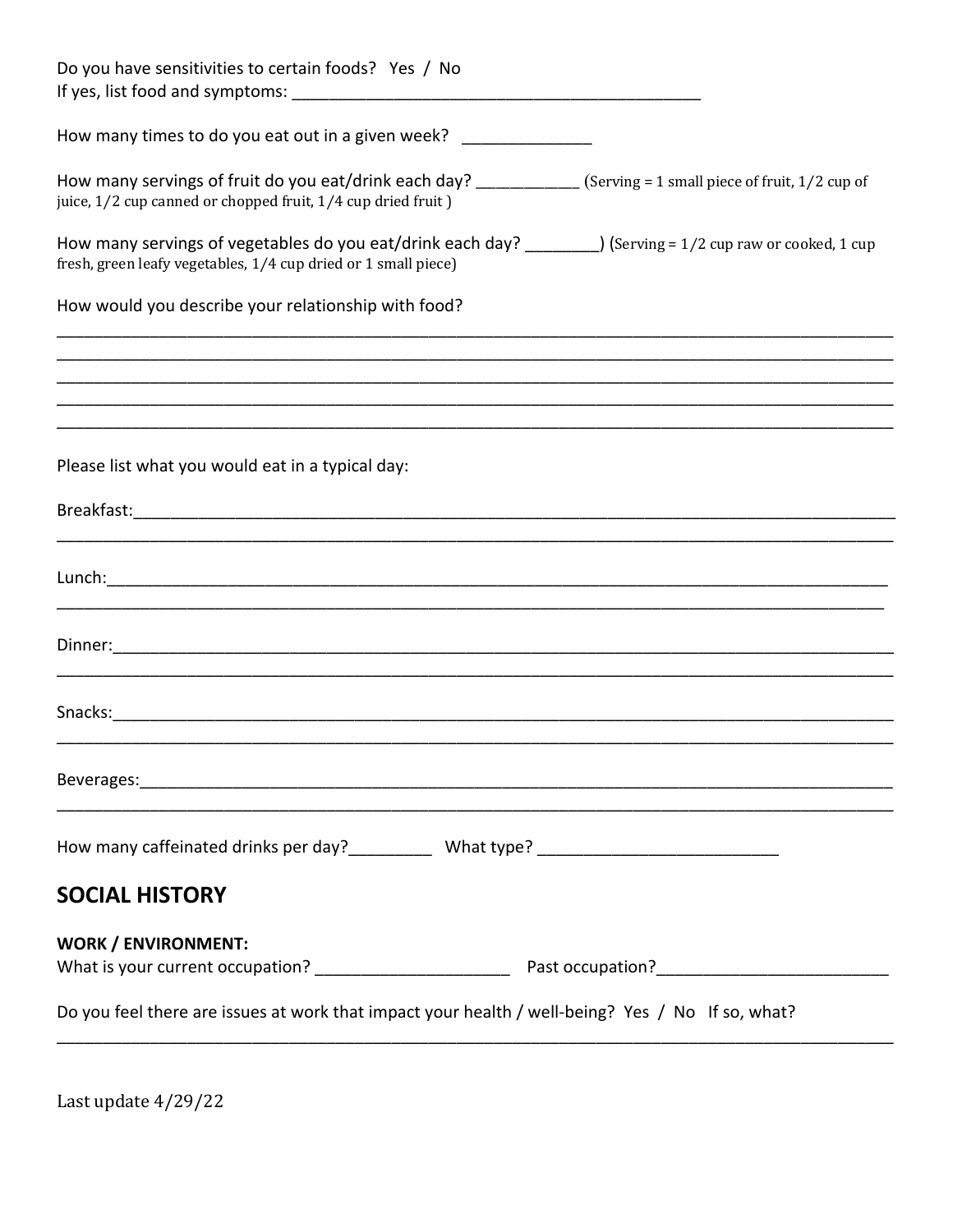Do you have sensitivities to certain foods? Yes / No
If yes, list food and symptoms: ____________________________________________

How many times to do you eat out in a given week? ______________

How many servings of fruit do you eat/drink each day? ____________ (Serving = 1 small piece of fruit, 1/2 cup of juice, 1/2 cup canned or chopped fruit, 1/4 cup dried fruit )

How many servings of vegetables do you eat/drink each day? ________) (Serving = 1/2 cup raw or cooked, 1 cup fresh, green leafy vegetables, 1/4 cup dried or 1 small piece)

How would you describe your relationship with food?

_____________________________________________________________________________________
_____________________________________________________________________________________
_____________________________________________________________________________________
_____________________________________________________________________________________
_____________________________________________________________________________________

Please list what you would eat in a typical day:

Breakfast:___________________________________________________________________________
_____________________________________________________________________________________

Lunch:______________________________________________________________________________
_____________________________________________________________________________________

Dinner:_____________________________________________________________________________
_____________________________________________________________________________________

Snacks:_____________________________________________________________________________
_____________________________________________________________________________________

Beverages:__________________________________________________________________________
_____________________________________________________________________________________

How many caffeinated drinks per day?_________ What type? __________________________

## SOCIAL HISTORY

**WORK / ENVIRONMENT:**

What is your current occupation? _____________________ Past occupation?________________________

Do you feel there are issues at work that impact your health / well-being? Yes / No If so, what?
_____________________________________________________________________________________

Last update 4/29/22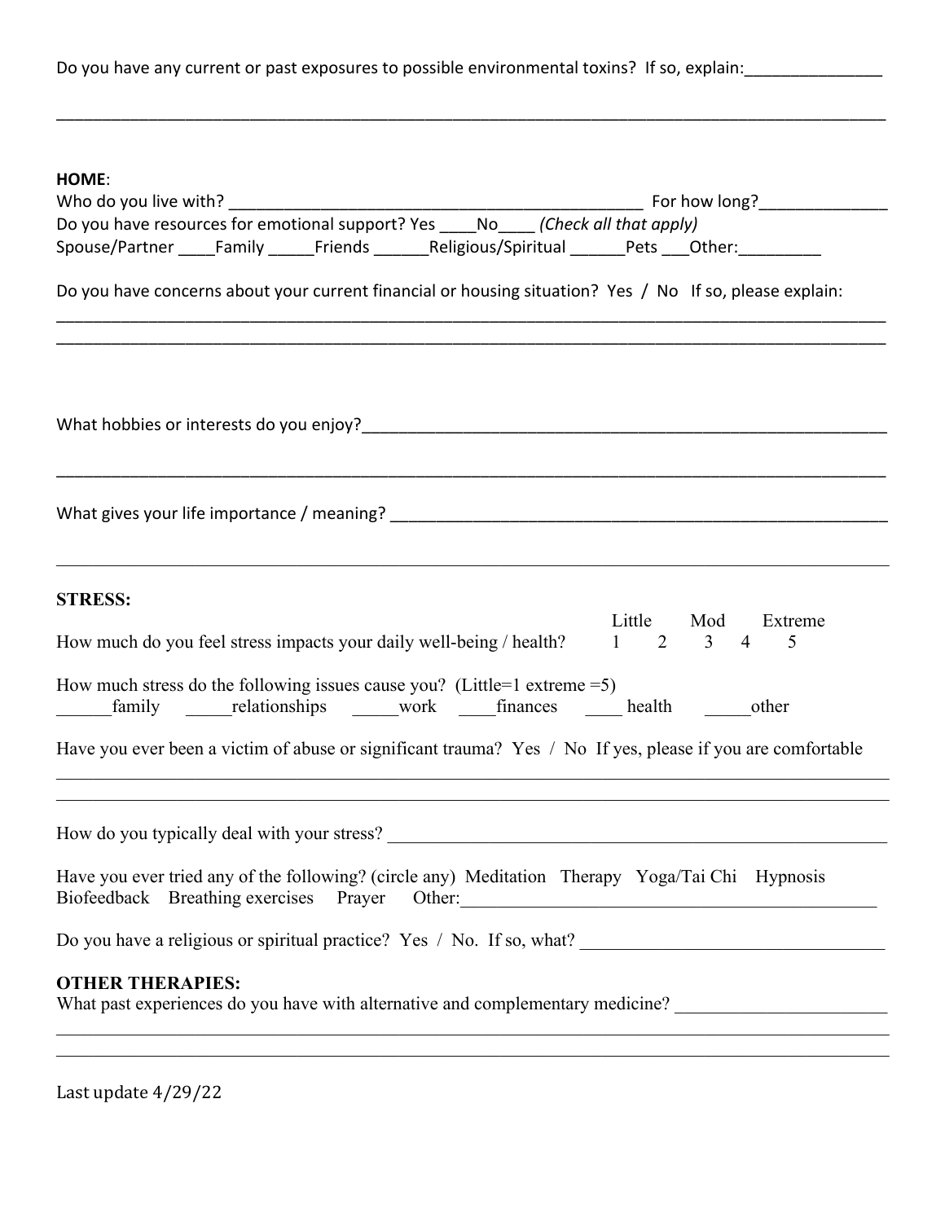Do you have any current or past exposures to possible environmental toxins? If so, explain:_______________

_______________________________________________________________________________________________

**HOME**:

Who do you live with? ________________________________________________ For how long?______________

Do you have resources for emotional support? Yes ____No____ *(Check all that apply)*

Spouse/Partner ____Family _____Friends ______Religious/Spiritual ______Pets ___Other:_________

Do you have concerns about your current financial or housing situation? Yes / No If so, please explain:

_______________________________________________________________________________________________

_______________________________________________________________________________________________

What hobbies or interests do you enjoy?____________________________________________________________

_______________________________________________________________________________________________

What gives your life importance / meaning? _________________________________________________________

_______________________________________________________________________________________________

**STRESS:**

How much do you feel stress impacts your daily well-being / health? Little 1 2 Mod 3 4 Extreme 5

How much stress do the following issues cause you? (Little=1 extreme =5)

______family _____relationships _____work ____finances ____ health _____other

Have you ever been a victim of abuse or significant trauma? Yes / No If yes, please if you are comfortable

_______________________________________________________________________________________________

_______________________________________________________________________________________________

How do you typically deal with your stress? _________________________________________________________

Have you ever tried any of the following? (circle any) Meditation Therapy Yoga/Tai Chi Hypnosis Biofeedback Breathing exercises Prayer Other:_______________________________________________

Do you have a religious or spiritual practice? Yes / No. If so, what? _________________________________

**OTHER THERAPIES:**

What past experiences do you have with alternative and complementary medicine? ______________________

_______________________________________________________________________________________________

_______________________________________________________________________________________________

Last update 4/29/22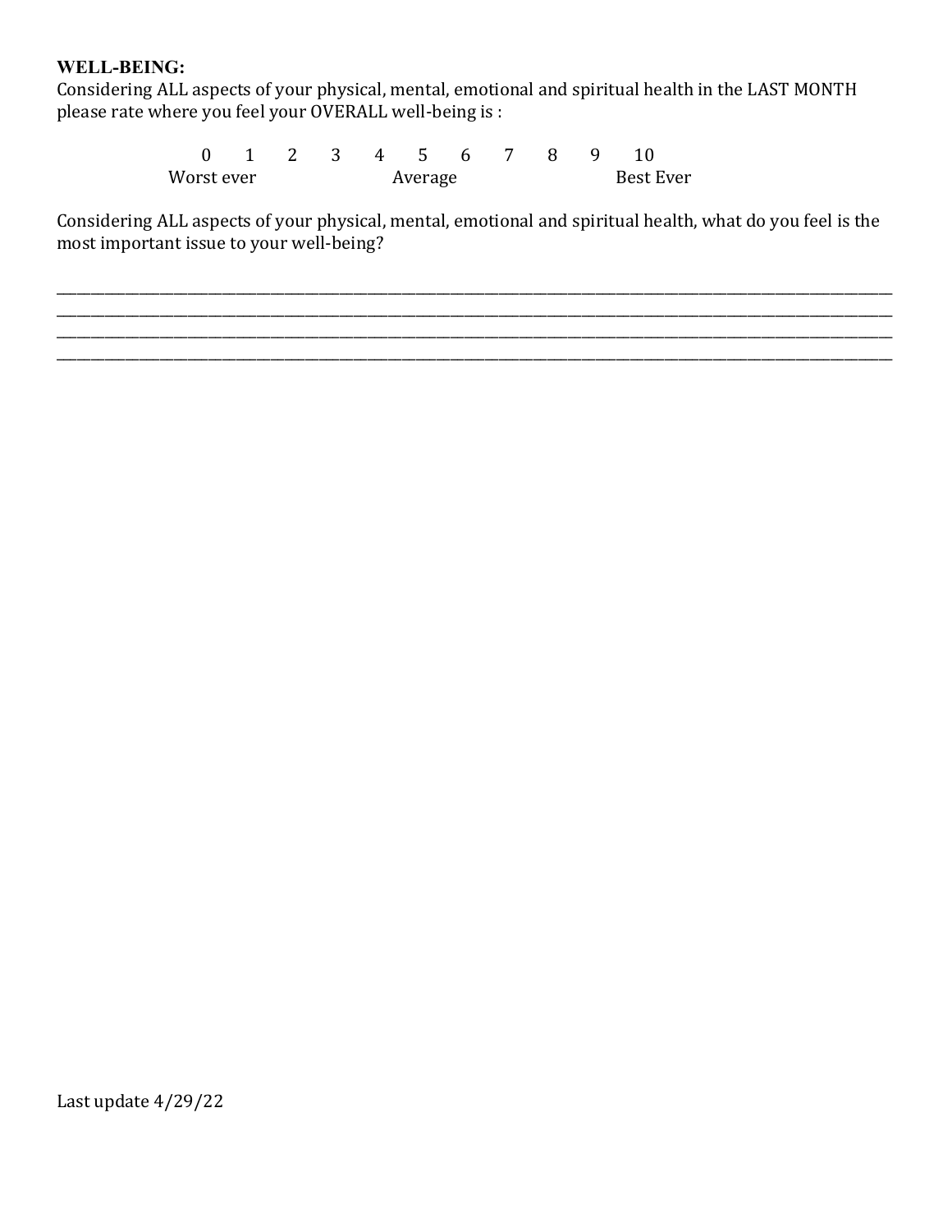**WELL-BEING:**

Considering ALL aspects of your physical, mental, emotional and spiritual health in the LAST MONTH please rate where you feel your OVERALL well-being is :

0 1 2 3 4 5 6 7 8 9 10

Worst ever Average Best Ever

Considering ALL aspects of your physical, mental, emotional and spiritual health, what do you feel is the most important issue to your well-being?

\_\_\_\_\_\_\_\_\_\_\_\_\_\_\_\_\_\_\_\_\_\_\_\_\_\_\_\_\_\_\_\_\_\_\_\_\_\_\_\_\_\_\_\_\_\_\_\_\_\_\_\_\_\_\_\_\_\_\_\_\_\_\_\_\_\_\_\_\_\_\_\_\_\_\_\_\_\_

\_\_\_\_\_\_\_\_\_\_\_\_\_\_\_\_\_\_\_\_\_\_\_\_\_\_\_\_\_\_\_\_\_\_\_\_\_\_\_\_\_\_\_\_\_\_\_\_\_\_\_\_\_\_\_\_\_\_\_\_\_\_\_\_\_\_\_\_\_\_\_\_\_\_\_\_\_\_

\_\_\_\_\_\_\_\_\_\_\_\_\_\_\_\_\_\_\_\_\_\_\_\_\_\_\_\_\_\_\_\_\_\_\_\_\_\_\_\_\_\_\_\_\_\_\_\_\_\_\_\_\_\_\_\_\_\_\_\_\_\_\_\_\_\_\_\_\_\_\_\_\_\_\_\_\_\_

\_\_\_\_\_\_\_\_\_\_\_\_\_\_\_\_\_\_\_\_\_\_\_\_\_\_\_\_\_\_\_\_\_\_\_\_\_\_\_\_\_\_\_\_\_\_\_\_\_\_\_\_\_\_\_\_\_\_\_\_\_\_\_\_\_\_\_\_\_\_\_\_\_\_\_\_\_\_

Last update 4/29/22